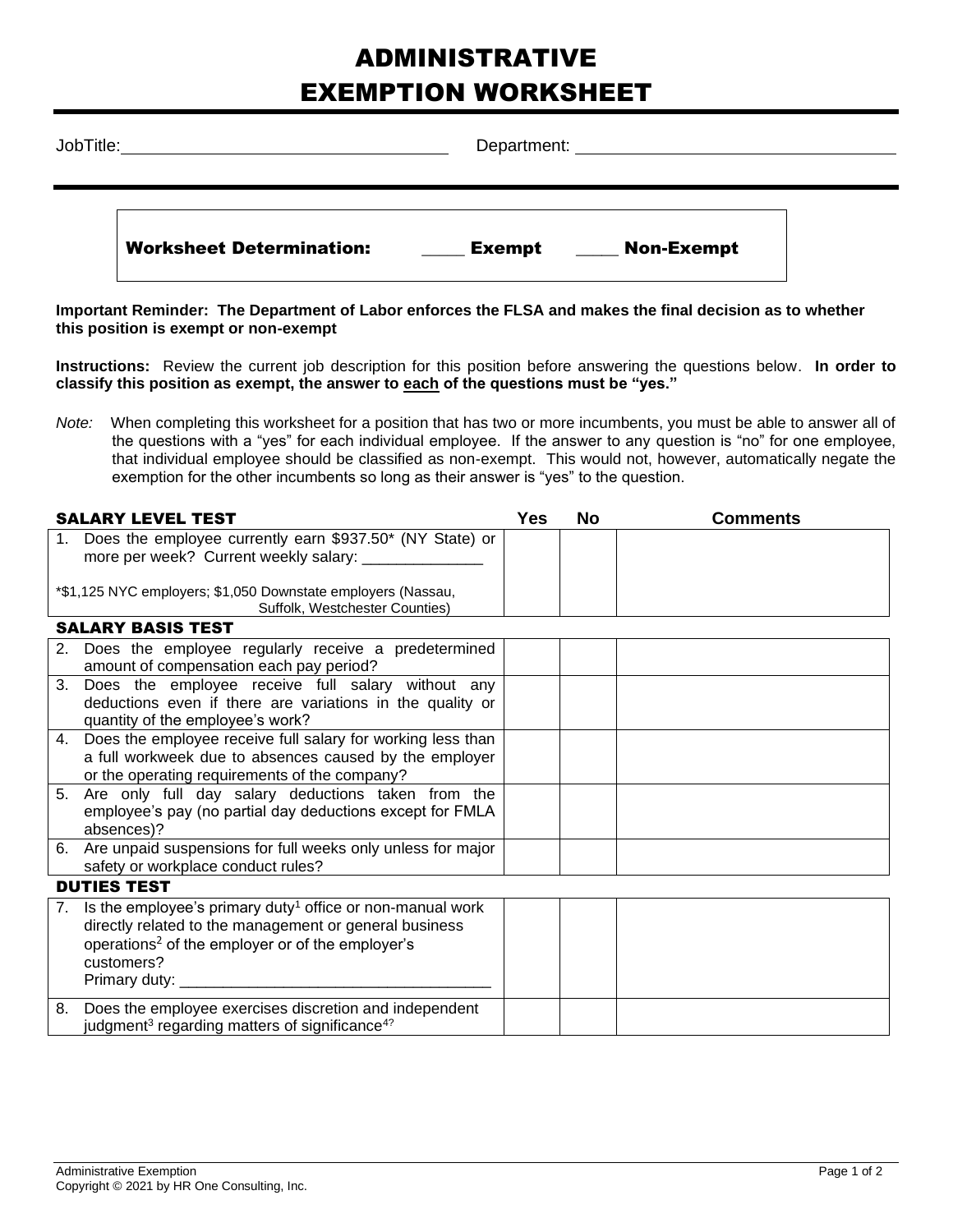# ADMINISTRATIVE EXEMPTION WORKSHEET

JobTitle: ____________________ Department: ____________________

**Worksheet Determination:** ____ **Exempt** ____ **Non-Exempt**

**Important Reminder: The Department of Labor enforces the FLSA and makes the final decision as to whether this position is exempt or non-exempt**

**Instructions:** Review the current job description for this position before answering the questions below. **In order to classify this position as exempt, the answer to <u>each</u> of the questions must be "yes."**

*Note:* When completing this worksheet for a position that has two or more incumbents, you must be able to answer all of the questions with a "yes" for each individual employee. If the answer to any question is "no" for one employee, that individual employee should be classified as non-exempt. This would not, however, automatically negate the exemption for the other incumbents so long as their answer is "yes" to the question.

| SALARY LEVEL TEST | Yes | No | Comments |
|---|---|---|---|
| 1. Does the employee currently earn $937.50* (NY State) or more per week? Current weekly salary: ______________ <br><br> *$1,125 NYC employers; $1,050 Downstate employers (Nassau, Suffolk, Westchester Counties) | | | |
| **SALARY BASIS TEST** | | | |
| 2. Does the employee regularly receive a predetermined amount of compensation each pay period? | | | |
| 3. Does the employee receive full salary without any deductions even if there are variations in the quality or quantity of the employee's work? | | | |
| 4. Does the employee receive full salary for working less than a full workweek due to absences caused by the employer or the operating requirements of the company? | | | |
| 5. Are only full day salary deductions taken from the employee's pay (no partial day deductions except for FMLA absences)? | | | |
| 6. Are unpaid suspensions for full weeks only unless for major safety or workplace conduct rules? | | | |
| **DUTIES TEST** | | | |
| 7. Is the employee's primary duty[1] office or non-manual work directly related to the management or general business operations[2] of the employer or of the employer's customers? <br> Primary duty: ____________________________________ | | | |
| 8. Does the employee exercises discretion and independent judgment[3] regarding matters of significance[4]? | | | |

Administrative Exemption
Copyright © 2021 by HR One Consulting, Inc.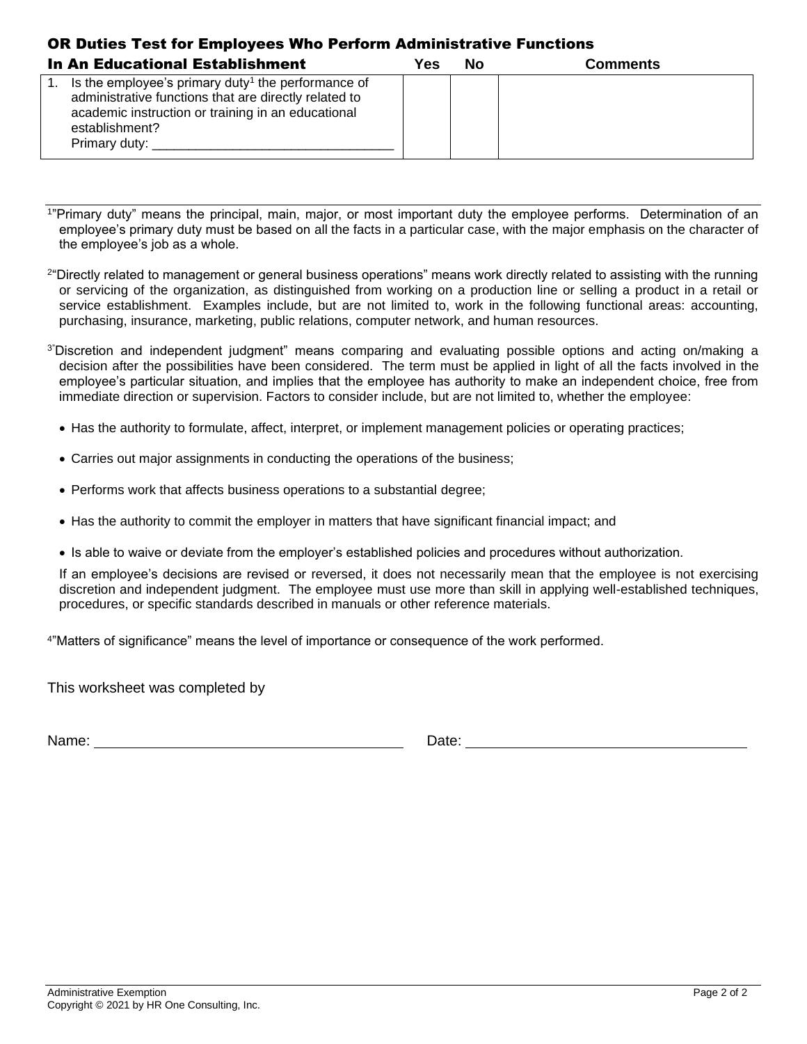## OR Duties Test for Employees Who Perform Administrative Functions In An Educational Establishment

| In An Educational Establishment | Yes | No | Comments |
| --- | --- | --- | --- |
| 1. Is the employee's primary duty[1] the performance of administrative functions that are directly related to academic instruction or training in an educational establishment? Primary duty: ________________________________ | | | |

[1]"Primary duty" means the principal, main, major, or most important duty the employee performs. Determination of an employee's primary duty must be based on all the facts in a particular case, with the major emphasis on the character of the employee's job as a whole.

[2]"Directly related to management or general business operations" means work directly related to assisting with the running or servicing of the organization, as distinguished from working on a production line or selling a product in a retail or service establishment. Examples include, but are not limited to, work in the following functional areas: accounting, purchasing, insurance, marketing, public relations, computer network, and human resources.

[3]"Discretion and independent judgment" means comparing and evaluating possible options and acting on/making a decision after the possibilities have been considered. The term must be applied in light of all the facts involved in the employee's particular situation, and implies that the employee has authority to make an independent choice, free from immediate direction or supervision. Factors to consider include, but are not limited to, whether the employee:

- Has the authority to formulate, affect, interpret, or implement management policies or operating practices;
- Carries out major assignments in conducting the operations of the business;
- Performs work that affects business operations to a substantial degree;
- Has the authority to commit the employer in matters that have significant financial impact; and
- Is able to waive or deviate from the employer's established policies and procedures without authorization.

If an employee's decisions are revised or reversed, it does not necessarily mean that the employee is not exercising discretion and independent judgment. The employee must use more than skill in applying well-established techniques, procedures, or specific standards described in manuals or other reference materials.

[4]"Matters of significance" means the level of importance or consequence of the work performed.

This worksheet was completed by

Name: ______________________________ Date: ______________________________

Administrative Exemption
Copyright © 2021 by HR One Consulting, Inc.